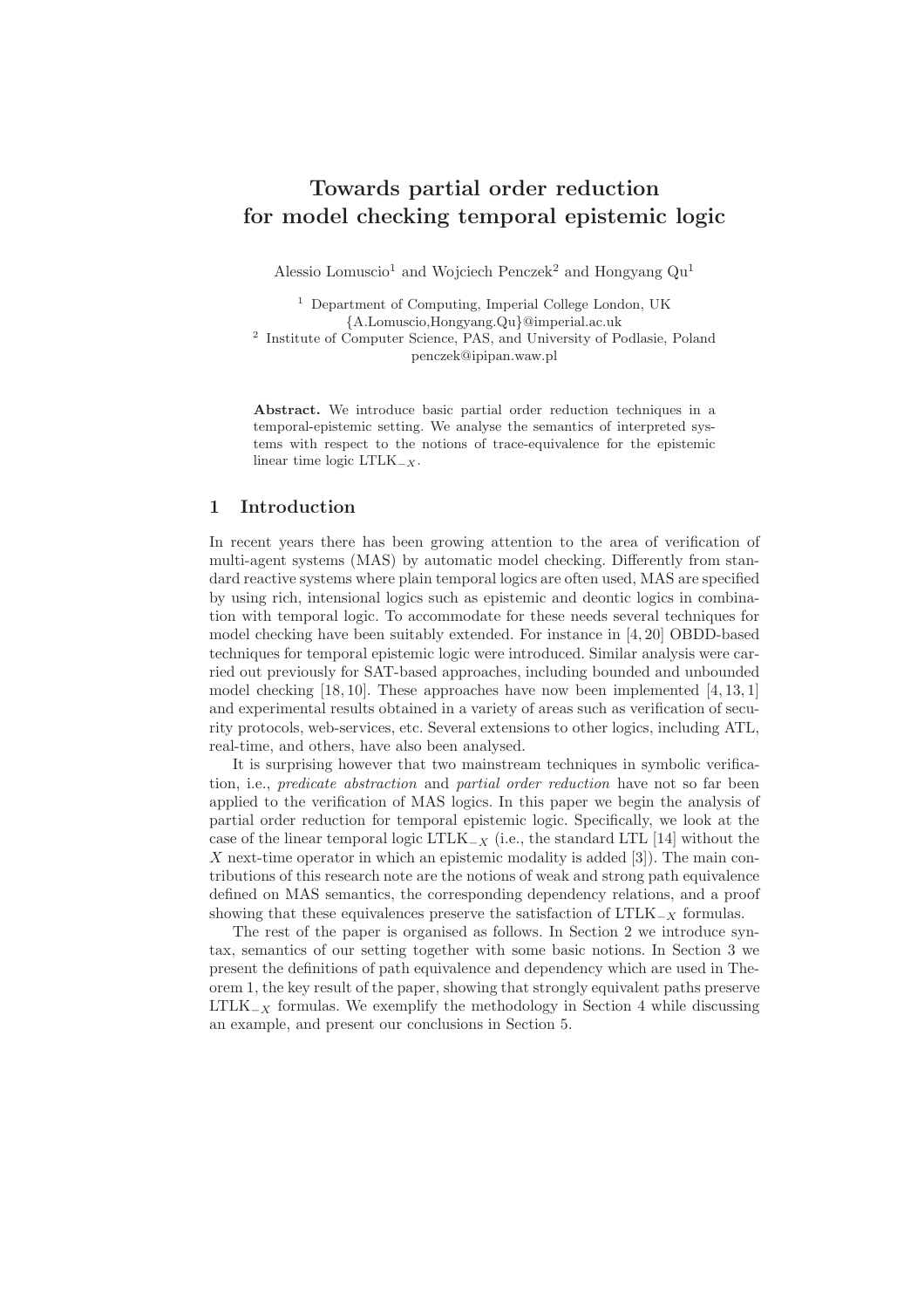# Towards partial order reduction for model checking temporal epistemic logic

Alessio Lomuscio[1] and Wojciech Penczek[2] and Hongyang Qu[1]

[1] Department of Computing, Imperial College London, UK
{A.Lomuscio,Hongyang.Qu}@imperial.ac.uk
[2] Institute of Computer Science, PAS, and University of Podlasie, Poland
penczek@ipipan.waw.pl

**Abstract.** We introduce basic partial order reduction techniques in a temporal-epistemic setting. We analyse the semantics of interpreted systems with respect to the notions of trace-equivalence for the epistemic linear time logic $\mathrm{LTLK}_{-X}$.

## 1 Introduction

In recent years there has been growing attention to the area of verification of multi-agent systems (MAS) by automatic model checking. Differently from standard reactive systems where plain temporal logics are often used, MAS are specified by using rich, intensional logics such as epistemic and deontic logics in combination with temporal logic. To accommodate for these needs several techniques for model checking have been suitably extended. For instance in [4, 20] OBDD-based techniques for temporal epistemic logic were introduced. Similar analysis were carried out previously for SAT-based approaches, including bounded and unbounded model checking [18, 10]. These approaches have now been implemented [4, 13, 1] and experimental results obtained in a variety of areas such as verification of security protocols, web-services, etc. Several extensions to other logics, including ATL, real-time, and others, have also been analysed.

It is surprising however that two mainstream techniques in symbolic verification, i.e., *predicate abstraction* and *partial order reduction* have not so far been applied to the verification of MAS logics. In this paper we begin the analysis of partial order reduction for temporal epistemic logic. Specifically, we look at the case of the linear temporal logic $\mathrm{LTLK}_{-X}$ (i.e., the standard LTL [14] without the $X$ next-time operator in which an epistemic modality is added [3]). The main contributions of this research note are the notions of weak and strong path equivalence defined on MAS semantics, the corresponding dependency relations, and a proof showing that these equivalences preserve the satisfaction of $\mathrm{LTLK}_{-X}$ formulas.

The rest of the paper is organised as follows. In Section 2 we introduce syntax, semantics of our setting together with some basic notions. In Section 3 we present the definitions of path equivalence and dependency which are used in Theorem 1, the key result of the paper, showing that strongly equivalent paths preserve $\mathrm{LTLK}_{-X}$ formulas. We exemplify the methodology in Section 4 while discussing an example, and present our conclusions in Section 5.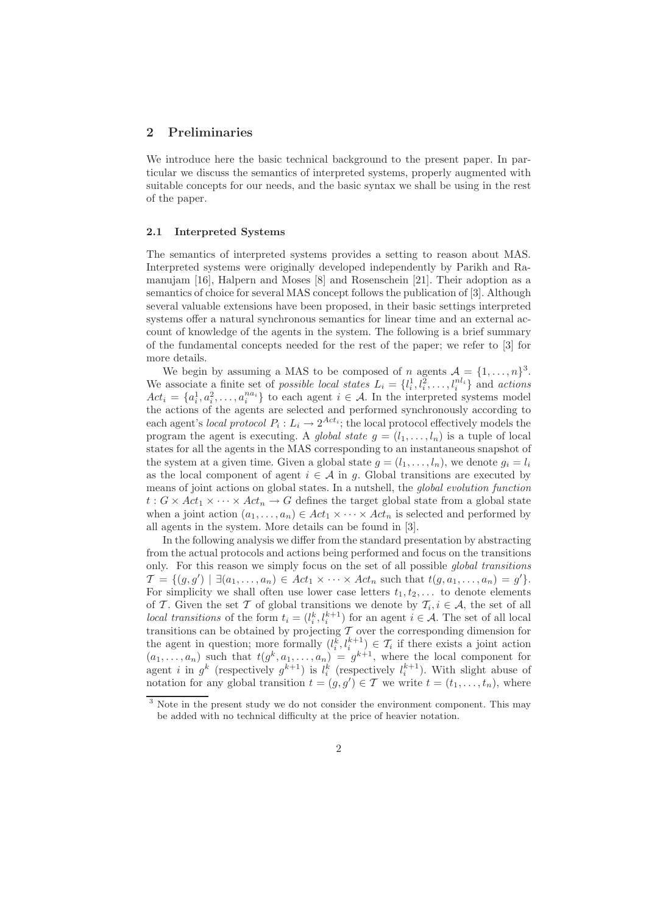## 2 Preliminaries

We introduce here the basic technical background to the present paper. In particular we discuss the semantics of interpreted systems, properly augmented with suitable concepts for our needs, and the basic syntax we shall be using in the rest of the paper.

### 2.1 Interpreted Systems

The semantics of interpreted systems provides a setting to reason about MAS. Interpreted systems were originally developed independently by Parikh and Ramanujam [16], Halpern and Moses [8] and Rosenschein [21]. Their adoption as a semantics of choice for several MAS concept follows the publication of [3]. Although several valuable extensions have been proposed, in their basic settings interpreted systems offer a natural synchronous semantics for linear time and an external account of knowledge of the agents in the system. The following is a brief summary of the fundamental concepts needed for the rest of the paper; we refer to [3] for more details.

We begin by assuming a MAS to be composed of $n$ agents $\mathcal{A} = \{1, \ldots, n\}$[3]. We associate a finite set of *possible local states* $L_i = \{l_i^1, l_i^2, \ldots, l_i^{nl_i}\}$ and *actions* $Act_i = \{a_i^1, a_i^2, \ldots, a_i^{na_i}\}$ to each agent $i \in \mathcal{A}$. In the interpreted systems model the actions of the agents are selected and performed synchronously according to each agent's *local protocol* $P_i : L_i \rightarrow 2^{Act_i}$; the local protocol effectively models the program the agent is executing. A *global state* $g = (l_1, \ldots, l_n)$ is a tuple of local states for all the agents in the MAS corresponding to an instantaneous snapshot of the system at a given time. Given a global state $g = (l_1, \ldots, l_n)$, we denote $g_i = l_i$ as the local component of agent $i \in \mathcal{A}$ in $g$. Global transitions are executed by means of joint actions on global states. In a nutshell, the *global evolution function* $t : G \times Act_1 \times \cdots \times Act_n \rightarrow G$ defines the target global state from a global state when a joint action $(a_1, \ldots, a_n) \in Act_1 \times \cdots \times Act_n$ is selected and performed by all agents in the system. More details can be found in [3].

In the following analysis we differ from the standard presentation by abstracting from the actual protocols and actions being performed and focus on the transitions only. For this reason we simply focus on the set of all possible *global transitions* $\mathcal{T} = \{(g, g') \mid \exists (a_1, \ldots, a_n) \in Act_1 \times \cdots \times Act_n \text{ such that } t(g, a_1, \ldots, a_n) = g'\}$. For simplicity we shall often use lower case letters $t_1, t_2, \ldots$ to denote elements of $\mathcal{T}$. Given the set $\mathcal{T}$ of global transitions we denote by $\mathcal{T}_i, i \in \mathcal{A}$, the set of all *local transitions* of the form $t_i = (l_i^k, l_i^{k+1})$ for an agent $i \in \mathcal{A}$. The set of all local transitions can be obtained by projecting $\mathcal{T}$ over the corresponding dimension for the agent in question; more formally $(l_i^k, l_i^{k+1}) \in \mathcal{T}_i$ if there exists a joint action $(a_1, \ldots, a_n)$ such that $t(g^k, a_1, \ldots, a_n) = g^{k+1}$, where the local component for agent $i$ in $g^k$ (respectively $g^{k+1}$) is $l_i^k$ (respectively $l_i^{k+1}$). With slight abuse of notation for any global transition $t = (g, g') \in \mathcal{T}$ we write $t = (t_1, \ldots, t_n)$, where

[3] Note in the present study we do not consider the environment component. This may be added with no technical difficulty at the price of heavier notation.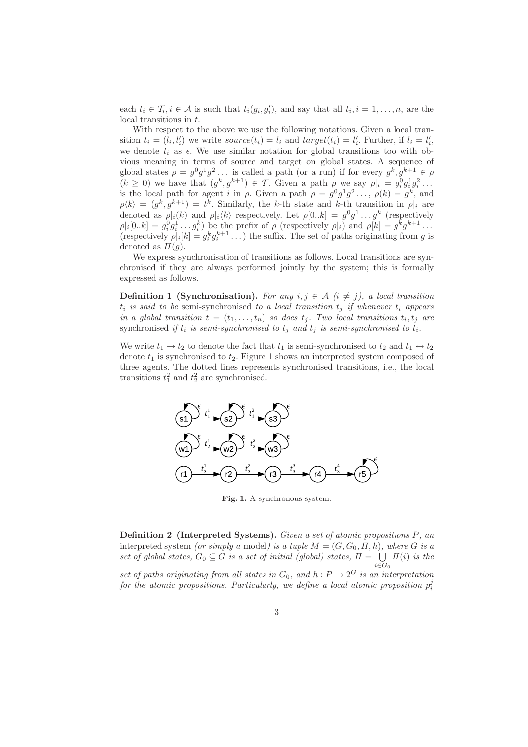each $t_i \in \mathcal{T}_i, i \in \mathcal{A}$ is such that $t_i(g_i, g'_i)$, and say that all $t_i, i = 1, \ldots, n$, are the local transitions in $t$.

With respect to the above we use the following notations. Given a local transition $t_i = (l_i, l'_i)$ we write $source(t_i) = l_i$ and $target(t_i) = l'_i$. Further, if $l_i = l'_i$, we denote $t_i$ as $\epsilon$. We use similar notation for global transitions too with obvious meaning in terms of source and target on global states. A sequence of global states $\rho = g^0 g^1 g^2 \ldots$ is called a path (or a run) if for every $g^k, g^{k+1} \in \rho$ $(k \geq 0)$ we have that $(g^k, g^{k+1}) \in \mathcal{T}$. Given a path $\rho$ we say $\rho|_i = g_i^0 g_i^1 g_i^2 \ldots$ is the local path for agent $i$ in $\rho$. Given a path $\rho = g^0 g^1 g^2 \ldots$, $\rho(k) = g^k$, and $\rho\langle k \rangle = (g^k, g^{k+1}) = t^k$. Similarly, the $k$-th state and $k$-th transition in $\rho|_i$ are denoted as $\rho|_i(k)$ and $\rho|_i\langle k \rangle$ respectively. Let $\rho[0..k] = g^0 g^1 \ldots g^k$ (respectively $\rho|_i[0..k] = g_i^0 g_i^1 \ldots g_i^k$) be the prefix of $\rho$ (respectively $\rho|_i$) and $\rho[k] = g^k g^{k+1} \ldots$ (respectively $\rho|_i[k] = g_i^k g_i^{k+1} \ldots$) the suffix. The set of paths originating from $g$ is denoted as $\Pi(g)$.

We express synchronisation of transitions as follows. Local transitions are synchronised if they are always performed jointly by the system; this is formally expressed as follows.

**Definition 1 (Synchronisation).** *For any $i, j \in \mathcal{A}$ $(i \neq j)$, a local transition $t_i$ is said to be* semi-synchronised *to a local transition $t_j$ if whenever $t_i$ appears in a global transition $t = (t_1, \ldots, t_n)$ so does $t_j$. Two local transitions $t_i, t_j$ are* synchronised *if $t_i$ is semi-synchronised to $t_j$ and $t_j$ is semi-synchronised to $t_i$.*

We write $t_1 \rightarrow t_2$ to denote the fact that $t_1$ is semi-synchronised to $t_2$ and $t_1 \leftrightarrow t_2$ denote $t_1$ is synchronised to $t_2$. Figure 1 shows an interpreted system composed of three agents. The dotted lines represents synchronised transitions, i.e., the local transitions $t_1^2$ and $t_2^2$ are synchronised.

**Fig. 1.** A synchronous system.

**Definition 2 (Interpreted Systems).** *Given a set of atomic propositions $P$, an* interpreted system *(or simply a* model*) is a tuple $M = (G, G_0, \Pi, h)$, where $G$ is a set of global states, $G_0 \subseteq G$ is a set of initial (global) states, $\Pi = \bigcup_{i \in G_0} \Pi(i)$ is the set of paths originating from all states in $G_0$, and $h : P \rightarrow 2^G$ is an interpretation for the atomic propositions. Particularly, we define a local atomic proposition $p_i^j$*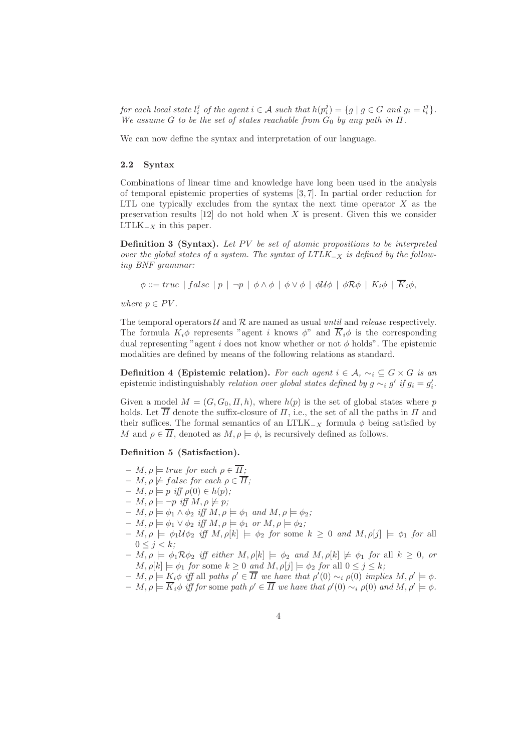*for each local state $l_i^j$ of the agent $i \in \mathcal{A}$ such that $h(p_i^j) = \{g \mid g \in G \text{ and } g_i = l_i^j\}$. We assume $G$ to be the set of states reachable from $G_0$ by any path in $\Pi$.*

We can now define the syntax and interpretation of our language.

### 2.2 Syntax

Combinations of linear time and knowledge have long been used in the analysis of temporal epistemic properties of systems [3, 7]. In partial order reduction for LTL one typically excludes from the syntax the next time operator $X$ as the preservation results [12] do not hold when $X$ is present. Given this we consider LTLK$_{-X}$ in this paper.

**Definition 3 (Syntax).** *Let $PV$ be set of atomic propositions to be interpreted over the global states of a system. The syntax of LTLK$_{-X}$ is defined by the following BNF grammar:*

$$\phi ::= true \mid false \mid p \mid \neg p \mid \phi \wedge \phi \mid \phi \vee \phi \mid \phi \mathcal{U} \phi \mid \phi \mathcal{R} \phi \mid K_i \phi \mid \overline{K}_i \phi,$$

*where $p \in PV$.*

The temporal operators $\mathcal{U}$ and $\mathcal{R}$ are named as usual *until* and *release* respectively. The formula $K_i \phi$ represents "agent $i$ knows $\phi$" and $\overline{K}_i \phi$ is the corresponding dual representing "agent $i$ does not know whether or not $\phi$ holds". The epistemic modalities are defined by means of the following relations as standard.

**Definition 4 (Epistemic relation).** *For each agent $i \in \mathcal{A}$, $\sim_i \subseteq G \times G$ is an* epistemic indistinguishably *relation over global states defined by $g \sim_i g'$ if $g_i = g'_i$.*

Given a model $M = (G, G_0, \Pi, h)$, where $h(p)$ is the set of global states where $p$ holds. Let $\overline{\Pi}$ denote the suffix-closure of $\Pi$, i.e., the set of all the paths in $\Pi$ and their suffices. The formal semantics of an LTLK$_{-X}$ formula $\phi$ being satisfied by $M$ and $\rho \in \overline{\Pi}$, denoted as $M, \rho \models \phi$, is recursively defined as follows.

**Definition 5 (Satisfaction).**

- $M, \rho \models true$ *for each* $\rho \in \overline{\Pi}$*;*
- $M, \rho \not\models false$ *for each* $\rho \in \overline{\Pi}$*;*
- $M, \rho \models p$ *iff* $\rho(0) \in h(p)$*;*
- $M, \rho \models \neg p$ *iff* $M, \rho \not\models p$*;*
- $M, \rho \models \phi_1 \wedge \phi_2$ *iff* $M, \rho \models \phi_1$ *and* $M, \rho \models \phi_2$*;*
- $M, \rho \models \phi_1 \vee \phi_2$ *iff* $M, \rho \models \phi_1$ *or* $M, \rho \models \phi_2$*;*
- $M, \rho \models \phi_1 \mathcal{U} \phi_2$ *iff* $M, \rho[k] \models \phi_2$ *for* some $k \geq 0$ *and* $M, \rho[j] \models \phi_1$ *for* all $0 \leq j < k$*;*
- $M, \rho \models \phi_1 \mathcal{R} \phi_2$ *iff either* $M, \rho[k] \models \phi_2$ *and* $M, \rho[k] \not\models \phi_1$ *for* all $k \geq 0$*, or* $M, \rho[k] \models \phi_1$ *for* some $k \geq 0$ *and* $M, \rho[j] \models \phi_2$ *for* all $0 \leq j \leq k$*;*
- $M, \rho \models K_i \phi$ *iff* all *paths* $\rho' \in \overline{\Pi}$ *we have that* $\rho'(0) \sim_i \rho(0)$ *implies* $M, \rho' \models \phi$*.*
- $M, \rho \models \overline{K}_i \phi$ *iff for* some *path* $\rho' \in \overline{\Pi}$ *we have that* $\rho'(0) \sim_i \rho(0)$ *and* $M, \rho' \models \phi$*.*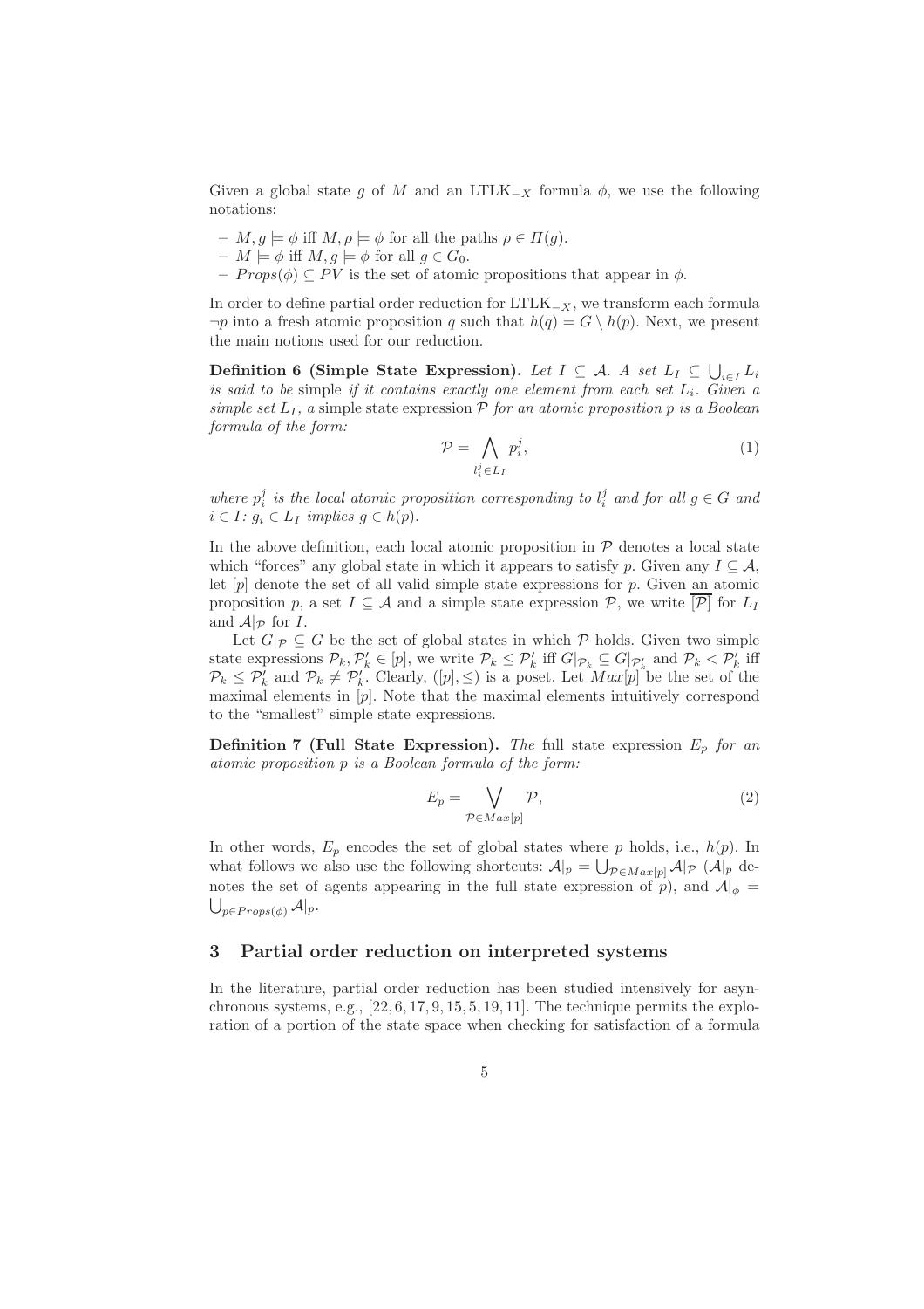Given a global state $g$ of $M$ and an LTLK$_{-X}$ formula $\phi$, we use the following notations:

- $M, g \models \phi$ iff $M, \rho \models \phi$ for all the paths $\rho \in \Pi(g)$.
- $M \models \phi$ iff $M, g \models \phi$ for all $g \in G_0$.
- $Props(\phi) \subseteq PV$ is the set of atomic propositions that appear in $\phi$.

In order to define partial order reduction for LTLK$_{-X}$, we transform each formula $\neg p$ into a fresh atomic proposition $q$ such that $h(q) = G \setminus h(p)$. Next, we present the main notions used for our reduction.

**Definition 6 (Simple State Expression).** *Let $I \subseteq \mathcal{A}$. A set $L_I \subseteq \bigcup_{i \in I} L_i$ is said to be* simple *if it contains exactly one element from each set $L_i$. Given a simple set $L_I$, a* simple state expression $\mathcal{P}$ *for an atomic proposition $p$ is a Boolean formula of the form:*

$$\mathcal{P} = \bigwedge_{l_i^j \in L_I} p_i^j, \tag{1}$$

*where $p_i^j$ is the local atomic proposition corresponding to $l_i^j$ and for all $g \in G$ and $i \in I$: $g_i \in L_I$ implies $g \in h(p)$.*

In the above definition, each local atomic proposition in $\mathcal{P}$ denotes a local state which "forces" any global state in which it appears to satisfy $p$. Given any $I \subseteq \mathcal{A}$, let $[p]$ denote the set of all valid simple state expressions for $p$. Given an atomic proposition $p$, a set $I \subseteq \mathcal{A}$ and a simple state expression $\mathcal{P}$, we write $\overline{[\mathcal{P}]}$ for $L_I$ and $\mathcal{A}|_{\mathcal{P}}$ for $I$.

Let $G|_{\mathcal{P}} \subseteq G$ be the set of global states in which $\mathcal{P}$ holds. Given two simple state expressions $\mathcal{P}_k, \mathcal{P}'_k \in [p]$, we write $\mathcal{P}_k \leq \mathcal{P}'_k$ iff $G|_{\mathcal{P}_k} \subseteq G|_{\mathcal{P}'_k}$ and $\mathcal{P}_k < \mathcal{P}'_k$ iff $\mathcal{P}_k \leq \mathcal{P}'_k$ and $\mathcal{P}_k \neq \mathcal{P}'_k$. Clearly, $([p], \leq)$ is a poset. Let $Max[p]$ be the set of the maximal elements in $[p]$. Note that the maximal elements intuitively correspond to the "smallest" simple state expressions.

**Definition 7 (Full State Expression).** *The* full state expression $E_p$ *for an atomic proposition $p$ is a Boolean formula of the form:*

$$E_p = \bigvee_{\mathcal{P} \in Max[p]} \mathcal{P}, \tag{2}$$

In other words, $E_p$ encodes the set of global states where $p$ holds, i.e., $h(p)$. In what follows we also use the following shortcuts: $\mathcal{A}|_p = \bigcup_{\mathcal{P} \in Max[p]} \mathcal{A}|_{\mathcal{P}}$ ($\mathcal{A}|_p$ denotes the set of agents appearing in the full state expression of $p$), and $\mathcal{A}|_\phi = \bigcup_{p \in Props(\phi)} \mathcal{A}|_p$.

## 3 Partial order reduction on interpreted systems

In the literature, partial order reduction has been studied intensively for asynchronous systems, e.g., [22, 6, 17, 9, 15, 5, 19, 11]. The technique permits the exploration of a portion of the state space when checking for satisfaction of a formula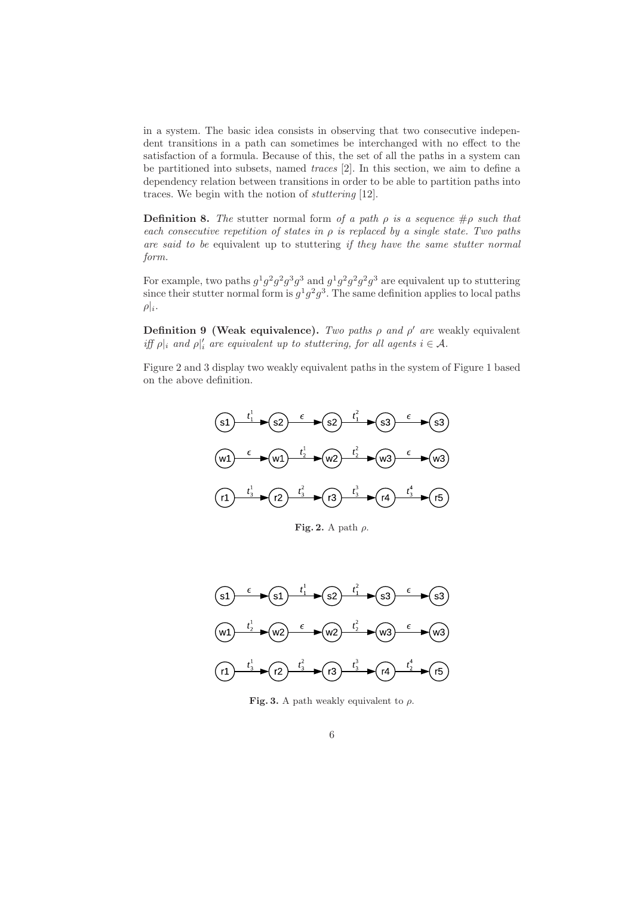in a system. The basic idea consists in observing that two consecutive independent transitions in a path can sometimes be interchanged with no effect to the satisfaction of a formula. Because of this, the set of all the paths in a system can be partitioned into subsets, named *traces* [2]. In this section, we aim to define a dependency relation between transitions in order to be able to partition paths into traces. We begin with the notion of *stuttering* [12].

**Definition 8.** *The* stutter normal form *of a path $\rho$ is a sequence $\#\rho$ such that each consecutive repetition of states in $\rho$ is replaced by a single state. Two paths are said to be* equivalent up to stuttering *if they have the same stutter normal form.*

For example, two paths $g^1g^2g^2g^3g^3$ and $g^1g^2g^2g^2g^3$ are equivalent up to stuttering since their stutter normal form is $g^1g^2g^3$. The same definition applies to local paths $\rho|_i$.

**Definition 9 (Weak equivalence).** *Two paths $\rho$ and $\rho'$ are* weakly equivalent *iff $\rho|_i$ and $\rho|'_i$ are equivalent up to stuttering, for all agents $i \in \mathcal{A}$.*

Figure 2 and 3 display two weakly equivalent paths in the system of Figure 1 based on the above definition.

**Fig. 2.** A path $\rho$.

**Fig. 3.** A path weakly equivalent to $\rho$.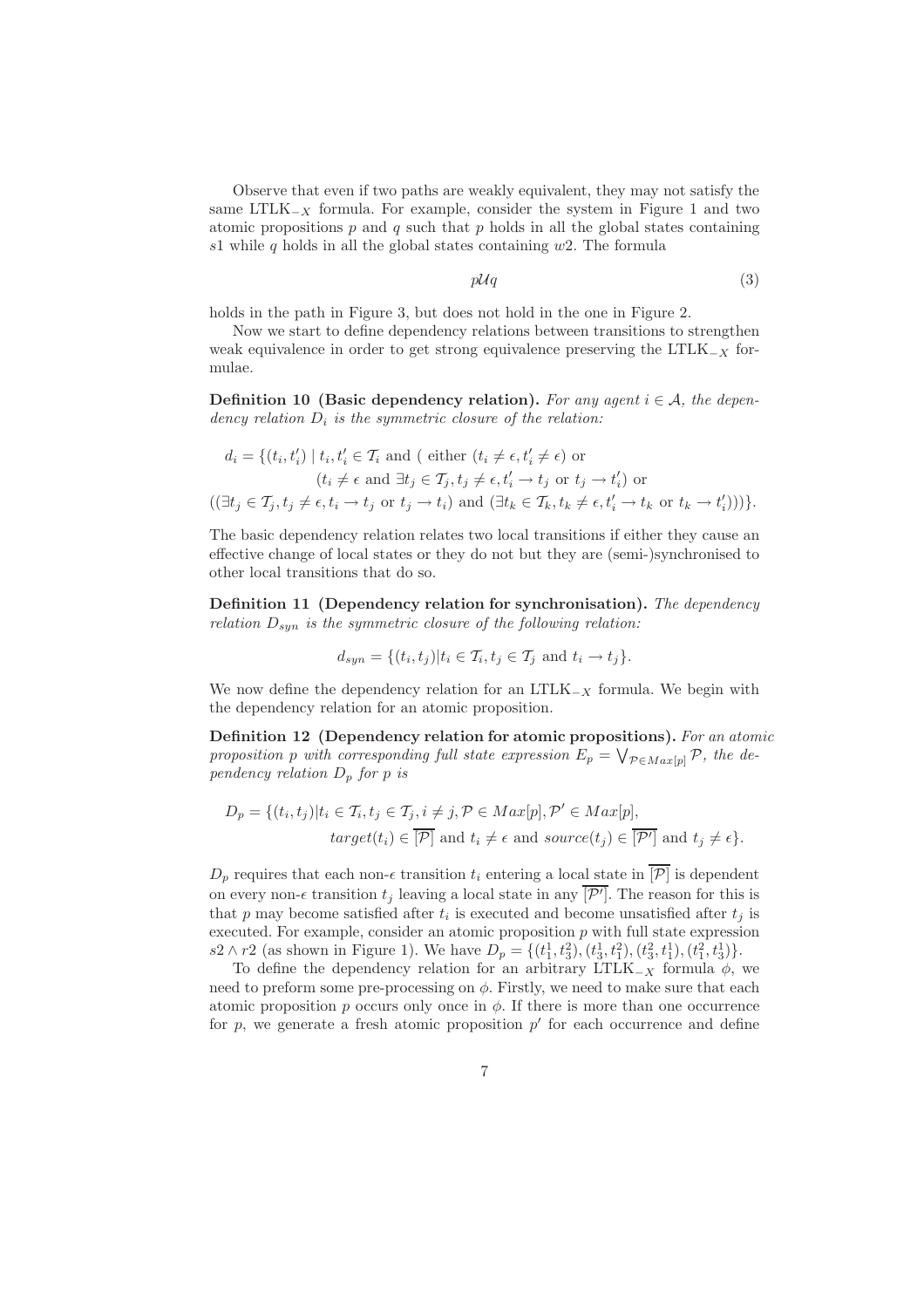Observe that even if two paths are weakly equivalent, they may not satisfy the same LTLK$_{-X}$ formula. For example, consider the system in Figure 1 and two atomic propositions $p$ and $q$ such that $p$ holds in all the global states containing $s1$ while $q$ holds in all the global states containing $w2$. The formula

$$p\mathcal{U}q \tag{3}$$

holds in the path in Figure 3, but does not hold in the one in Figure 2.

Now we start to define dependency relations between transitions to strengthen weak equivalence in order to get strong equivalence preserving the LTLK$_{-X}$ formulae.

**Definition 10 (Basic dependency relation).** *For any agent $i \in \mathcal{A}$, the dependency relation $D_i$ is the symmetric closure of the relation:*

$$\begin{aligned}
d_i = \{(t_i, t_i') \mid\ & t_i, t_i' \in \mathcal{T}_i \text{ and ( either } (t_i \neq \epsilon, t_i' \neq \epsilon) \text{ or} \\
& (t_i \neq \epsilon \text{ and } \exists t_j \in \mathcal{T}_j, t_j \neq \epsilon, t_i' \rightarrow t_j \text{ or } t_j \rightarrow t_i') \text{ or} \\
((\exists t_j \in \mathcal{T}_j, t_j \neq \epsilon, t_i \rightarrow t_j & \text{ or } t_j \rightarrow t_i) \text{ and } (\exists t_k \in \mathcal{T}_k, t_k \neq \epsilon, t_i' \rightarrow t_k \text{ or } t_k \rightarrow t_i')))\}.
\end{aligned}$$

The basic dependency relation relates two local transitions if either they cause an effective change of local states or they do not but they are (semi-)synchronised to other local transitions that do so.

**Definition 11 (Dependency relation for synchronisation).** *The dependency relation $D_{syn}$ is the symmetric closure of the following relation:*

$$d_{syn} = \{(t_i, t_j) | t_i \in \mathcal{T}_i, t_j \in \mathcal{T}_j \text{ and } t_i \rightarrow t_j\}.$$

We now define the dependency relation for an LTLK$_{-X}$ formula. We begin with the dependency relation for an atomic proposition.

**Definition 12 (Dependency relation for atomic propositions).** *For an atomic proposition $p$ with corresponding full state expression $E_p = \bigvee_{\mathcal{P} \in Max[p]} \mathcal{P}$, the dependency relation $D_p$ for $p$ is*

$$\begin{aligned}
D_p = \{(t_i, t_j) | & t_i \in \mathcal{T}_i, t_j \in \mathcal{T}_j, i \neq j, \mathcal{P} \in Max[p], \mathcal{P}' \in Max[p], \\
& target(t_i) \in \overline{[\mathcal{P}]} \text{ and } t_i \neq \epsilon \text{ and } source(t_j) \in \overline{[\mathcal{P}']} \text{ and } t_j \neq \epsilon\}.
\end{aligned}$$

$D_p$ requires that each non-$\epsilon$ transition $t_i$ entering a local state in $\overline{[\mathcal{P}]}$ is dependent on every non-$\epsilon$ transition $t_j$ leaving a local state in any $\overline{[\mathcal{P}']}$. The reason for this is that $p$ may become satisfied after $t_i$ is executed and become unsatisfied after $t_j$ is executed. For example, consider an atomic proposition $p$ with full state expression $s2 \wedge r2$ (as shown in Figure 1). We have $D_p = \{(t_1^1, t_3^2), (t_3^1, t_1^2), (t_3^2, t_1^1), (t_1^2, t_3^1)\}$.

To define the dependency relation for an arbitrary LTLK$_{-X}$ formula $\phi$, we need to preform some pre-processing on $\phi$. Firstly, we need to make sure that each atomic proposition $p$ occurs only once in $\phi$. If there is more than one occurrence for $p$, we generate a fresh atomic proposition $p'$ for each occurrence and define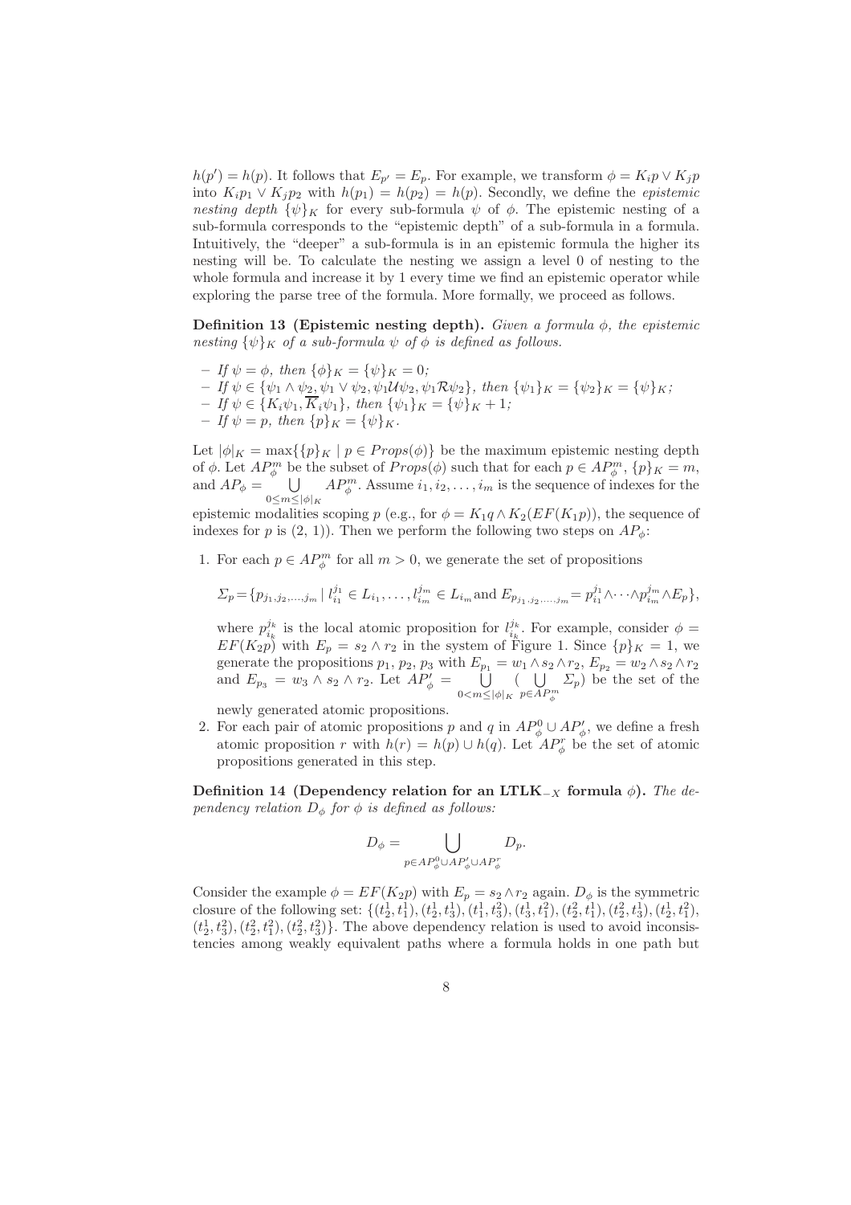$h(p') = h(p)$. It follows that $E_{p'} = E_p$. For example, we transform $\phi = K_i p \vee K_j p$ into $K_i p_1 \vee K_j p_2$ with $h(p_1) = h(p_2) = h(p)$. Secondly, we define the *epistemic nesting depth* $\{\psi\}_K$ for every sub-formula $\psi$ of $\phi$. The epistemic nesting of a sub-formula corresponds to the "epistemic depth" of a sub-formula in a formula. Intuitively, the "deeper" a sub-formula is in an epistemic formula the higher its nesting will be. To calculate the nesting we assign a level 0 of nesting to the whole formula and increase it by 1 every time we find an epistemic operator while exploring the parse tree of the formula. More formally, we proceed as follows.

**Definition 13 (Epistemic nesting depth).** *Given a formula $\phi$, the epistemic nesting $\{\psi\}_K$ of a sub-formula $\psi$ of $\phi$ is defined as follows.*

- *If $\psi = \phi$, then $\{\phi\}_K = \{\psi\}_K = 0$;*
- *If $\psi \in \{\psi_1 \wedge \psi_2, \psi_1 \vee \psi_2, \psi_1 \mathcal{U} \psi_2, \psi_1 \mathcal{R} \psi_2\}$, then $\{\psi_1\}_K = \{\psi_2\}_K = \{\psi\}_K$;*
- *If $\psi \in \{K_i\psi_1, \overline{K}_i\psi_1\}$, then $\{\psi_1\}_K = \{\psi\}_K + 1$;*
- *If $\psi = p$, then $\{p\}_K = \{\psi\}_K$.*

Let $|\phi|_K = \max\{\{p\}_K \mid p \in Props(\phi)\}$ be the maximum epistemic nesting depth of $\phi$. Let $AP^m_\phi$ be the subset of $Props(\phi)$ such that for each $p \in AP^m_\phi$, $\{p\}_K = m$, and $AP_\phi = \bigcup_{0 \leq m \leq |\phi|_K} AP^m_\phi$. Assume $i_1, i_2, \ldots, i_m$ is the sequence of indexes for the epistemic modalities scoping $p$ (e.g., for $\phi = K_1 q \wedge K_2(EF(K_1 p))$, the sequence of indexes for $p$ is $(2, 1)$). Then we perform the following two steps on $AP_\phi$:

1. For each $p \in AP^m_\phi$ for all $m > 0$, we generate the set of propositions

   $$\Sigma_p = \{p_{j_1,j_2,\ldots,j_m} \mid l^{j_1}_{i_1} \in L_{i_1}, \ldots, l^{j_m}_{i_m} \in L_{i_m} \text{and } E_{p_{j_1,j_2,\ldots,j_m}} = p^{j_1}_{i_1} \wedge \cdots \wedge p^{j_m}_{i_m} \wedge E_p\},$$

   where $p^{j_k}_{i_k}$ is the local atomic proposition for $l^{j_k}_{i_k}$. For example, consider $\phi = EF(K_2 p)$ with $E_p = s_2 \wedge r_2$ in the system of Figure 1. Since $\{p\}_K = 1$, we generate the propositions $p_1$, $p_2$, $p_3$ with $E_{p_1} = w_1 \wedge s_2 \wedge r_2$, $E_{p_2} = w_2 \wedge s_2 \wedge r_2$ and $E_{p_3} = w_3 \wedge s_2 \wedge r_2$. Let $AP'_\phi = \bigcup_{0 < m \leq |\phi|_K} (\bigcup_{p \in AP^m_\phi} \Sigma_p)$ be the set of the newly generated atomic propositions.
2. For each pair of atomic propositions $p$ and $q$ in $AP^0_\phi \cup AP'_\phi$, we define a fresh atomic proposition $r$ with $h(r) = h(p) \cup h(q)$. Let $AP^r_\phi$ be the set of atomic propositions generated in this step.

**Definition 14 (Dependency relation for an LTLK$_{-X}$ formula $\phi$).** *The dependency relation $D_\phi$ for $\phi$ is defined as follows:*

$$D_\phi = \bigcup_{p \in AP^0_\phi \cup AP'_\phi \cup AP^r_\phi} D_p.$$

Consider the example $\phi = EF(K_2 p)$ with $E_p = s_2 \wedge r_2$ again. $D_\phi$ is the symmetric closure of the following set: $\{(t^1_2, t^1_1), (t^1_2, t^1_3), (t^1_1, t^2_3), (t^1_3, t^2_1), (t^2_2, t^1_1), (t^2_2, t^1_3), (t^1_2, t^2_1), (t^1_2, t^2_3), (t^2_2, t^2_1), (t^2_2, t^2_3)\}$. The above dependency relation is used to avoid inconsistencies among weakly equivalent paths where a formula holds in one path but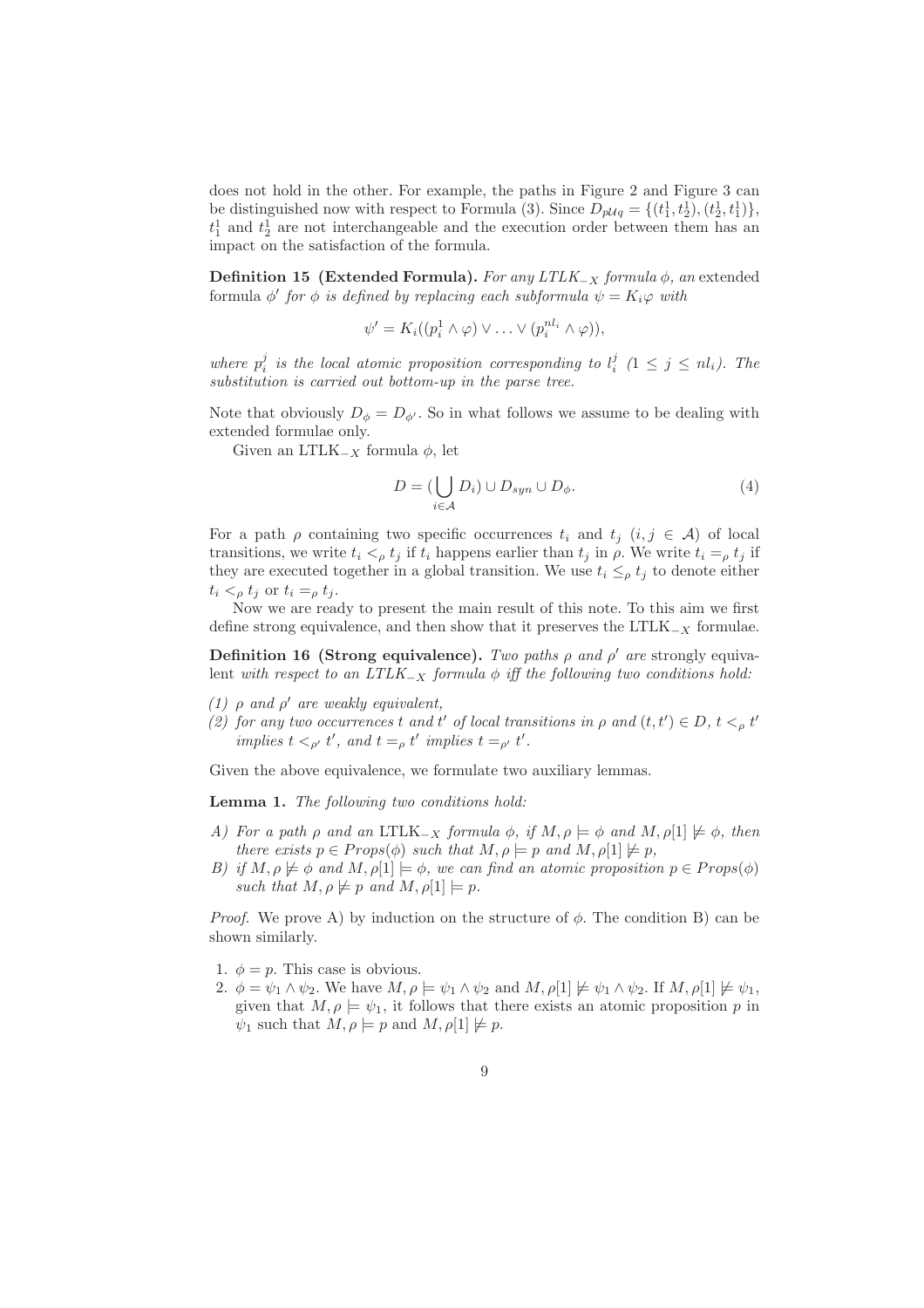does not hold in the other. For example, the paths in Figure 2 and Figure 3 can be distinguished now with respect to Formula (3). Since $D_{p\mathcal{U}q} = \{(t_1^1, t_2^1), (t_2^1, t_1^1)\}$, $t_1^1$ and $t_2^1$ are not interchangeable and the execution order between them has an impact on the satisfaction of the formula.

**Definition 15 (Extended Formula).** *For any LTLK$_{-X}$ formula $\phi$, an* extended *formula $\phi'$ for $\phi$ is defined by replacing each subformula $\psi = K_i\varphi$ with*

$$\psi' = K_i((p_i^1 \wedge \varphi) \vee \ldots \vee (p_i^{nl_i} \wedge \varphi)),$$

*where $p_i^j$ is the local atomic proposition corresponding to $l_i^j$ ($1 \leq j \leq nl_i$). The substitution is carried out bottom-up in the parse tree.*

Note that obviously $D_\phi = D_{\phi'}$. So in what follows we assume to be dealing with extended formulae only.

Given an LTLK$_{-X}$ formula $\phi$, let

$$D = (\bigcup_{i \in \mathcal{A}} D_i) \cup D_{syn} \cup D_\phi. \tag{4}$$

For a path $\rho$ containing two specific occurrences $t_i$ and $t_j$ ($i, j \in \mathcal{A}$) of local transitions, we write $t_i <_\rho t_j$ if $t_i$ happens earlier than $t_j$ in $\rho$. We write $t_i =_\rho t_j$ if they are executed together in a global transition. We use $t_i \leq_\rho t_j$ to denote either $t_i <_\rho t_j$ or $t_i =_\rho t_j$.

Now we are ready to present the main result of this note. To this aim we first define strong equivalence, and then show that it preserves the LTLK$_{-X}$ formulae.

**Definition 16 (Strong equivalence).** *Two paths $\rho$ and $\rho'$ are* strongly equivalent *with respect to an LTLK$_{-X}$ formula $\phi$ iff the following two conditions hold:*

*(1) $\rho$ and $\rho'$ are weakly equivalent,*
*(2) for any two occurrences $t$ and $t'$ of local transitions in $\rho$ and $(t, t') \in D$, $t <_\rho t'$ implies $t <_{\rho'} t'$, and $t =_\rho t'$ implies $t =_{\rho'} t'$.*

Given the above equivalence, we formulate two auxiliary lemmas.

**Lemma 1.** *The following two conditions hold:*

*A) For a path $\rho$ and an* LTLK$_{-X}$ *formula $\phi$, if $M, \rho \models \phi$ and $M, \rho[1] \not\models \phi$, then there exists $p \in Props(\phi)$ such that $M, \rho \models p$ and $M, \rho[1] \not\models p$,*
*B) if $M, \rho \not\models \phi$ and $M, \rho[1] \models \phi$, we can find an atomic proposition $p \in Props(\phi)$ such that $M, \rho \not\models p$ and $M, \rho[1] \models p$.*

*Proof.* We prove A) by induction on the structure of $\phi$. The condition B) can be shown similarly.

1. $\phi = p$. This case is obvious.
2. $\phi = \psi_1 \wedge \psi_2$. We have $M, \rho \models \psi_1 \wedge \psi_2$ and $M, \rho[1] \not\models \psi_1 \wedge \psi_2$. If $M, \rho[1] \not\models \psi_1$, given that $M, \rho \models \psi_1$, it follows that there exists an atomic proposition $p$ in $\psi_1$ such that $M, \rho \models p$ and $M, \rho[1] \not\models p$.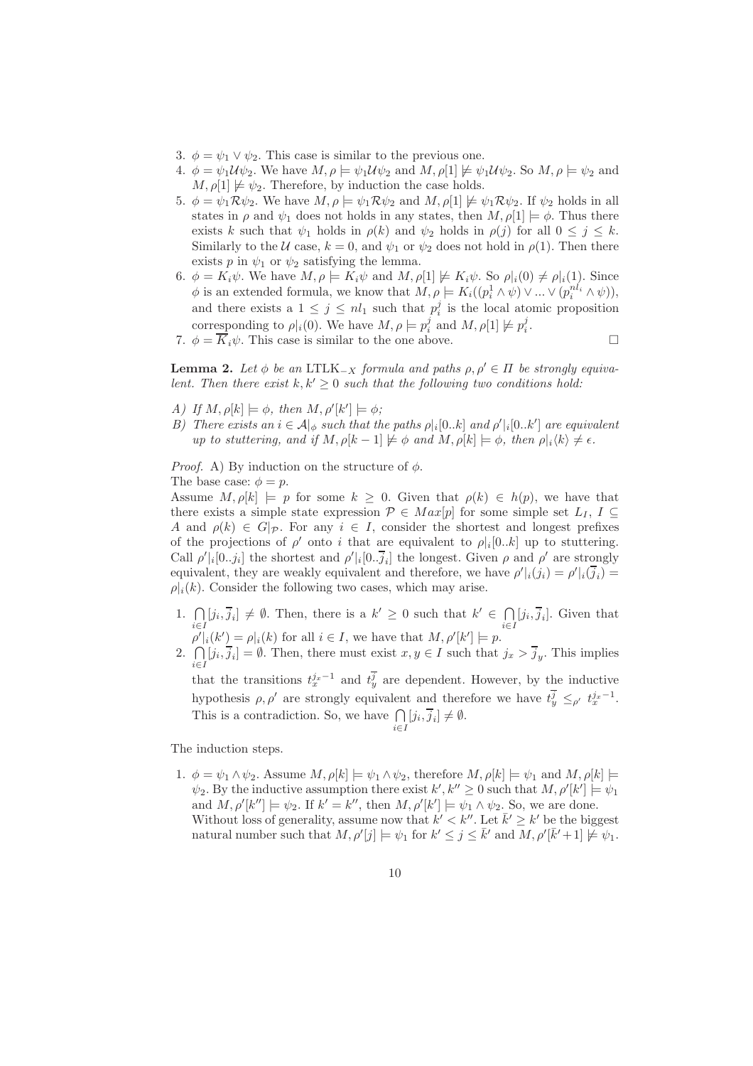3. $\phi = \psi_1 \vee \psi_2$. This case is similar to the previous one.
4. $\phi = \psi_1 \mathcal{U} \psi_2$. We have $M, \rho \models \psi_1 \mathcal{U} \psi_2$ and $M, \rho[1] \not\models \psi_1 \mathcal{U} \psi_2$. So $M, \rho \models \psi_2$ and $M, \rho[1] \not\models \psi_2$. Therefore, by induction the case holds.
5. $\phi = \psi_1 \mathcal{R} \psi_2$. We have $M, \rho \models \psi_1 \mathcal{R} \psi_2$ and $M, \rho[1] \not\models \psi_1 \mathcal{R} \psi_2$. If $\psi_2$ holds in all states in $\rho$ and $\psi_1$ does not holds in any states, then $M, \rho[1] \models \phi$. Thus there exists $k$ such that $\psi_1$ holds in $\rho(k)$ and $\psi_2$ holds in $\rho(j)$ for all $0 \leq j \leq k$. Similarly to the $\mathcal{U}$ case, $k = 0$, and $\psi_1$ or $\psi_2$ does not hold in $\rho(1)$. Then there exists $p$ in $\psi_1$ or $\psi_2$ satisfying the lemma.
6. $\phi = K_i \psi$. We have $M, \rho \models K_i \psi$ and $M, \rho[1] \not\models K_i \psi$. So $\rho|_i(0) \neq \rho|_i(1)$. Since $\phi$ is an extended formula, we know that $M, \rho \models K_i((p_i^1 \wedge \psi) \vee ... \vee (p_i^{nl_i} \wedge \psi))$, and there exists a $1 \leq j \leq nl_1$ such that $p_i^j$ is the local atomic proposition corresponding to $\rho|_i(0)$. We have $M, \rho \models p_i^j$ and $M, \rho[1] \not\models p_i^j$.
7. $\phi = \overline{K}_i \psi$. This case is similar to the one above. □

**Lemma 2.** *Let $\phi$ be an* LTLK$_{-X}$ *formula and paths $\rho, \rho' \in \Pi$ be strongly equivalent. Then there exist $k, k' \geq 0$ such that the following two conditions hold:*

*A) If $M, \rho[k] \models \phi$, then $M, \rho'[k'] \models \phi$;*

*B) There exists an $i \in \mathcal{A}|_\phi$ such that the paths $\rho|_i[0..k]$ and $\rho'|_i[0..k']$ are equivalent up to stuttering, and if $M, \rho[k-1] \not\models \phi$ and $M, \rho[k] \models \phi$, then $\rho|_i\langle k \rangle \neq \epsilon$.*

*Proof.* A) By induction on the structure of $\phi$.

The base case: $\phi = p$.

Assume $M, \rho[k] \models p$ for some $k \geq 0$. Given that $\rho(k) \in h(p)$, we have that there exists a simple state expression $\mathcal{P} \in Max[p]$ for some simple set $L_I$, $I \subseteq A$ and $\rho(k) \in G|_\mathcal{P}$. For any $i \in I$, consider the shortest and longest prefixes of the projections of $\rho'$ onto $i$ that are equivalent to $\rho|_i[0..k]$ up to stuttering. Call $\rho'|_i[0..j_i]$ the shortest and $\rho'|_i[0..\overline{j}_i]$ the longest. Given $\rho$ and $\rho'$ are strongly equivalent, they are weakly equivalent and therefore, we have $\rho'|_i(j_i) = \rho'|_i(\overline{j}_i) = \rho|_i(k)$. Consider the following two cases, which may arise.

1. $\bigcap_{i \in I} [j_i, \overline{j}_i] \neq \emptyset$. Then, there is a $k' \geq 0$ such that $k' \in \bigcap_{i \in I} [j_i, \overline{j}_i]$. Given that $\rho'|_i(k') = \rho|_i(k)$ for all $i \in I$, we have that $M, \rho'[k'] \models p$.
2. $\bigcap_{i \in I} [j_i, \overline{j}_i] = \emptyset$. Then, there must exist $x, y \in I$ such that $j_x > \overline{j}_y$. This implies that the transitions $t_x^{j_x - 1}$ and $t_y^{\overline{j}}$ are dependent. However, by the inductive hypothesis $\rho, \rho'$ are strongly equivalent and therefore we have $t_y^{\overline{j}} \leq_{\rho'} t_x^{j_x - 1}$. This is a contradiction. So, we have $\bigcap_{i \in I} [j_i, \overline{j}_i] \neq \emptyset$.

The induction steps.

1. $\phi = \psi_1 \wedge \psi_2$. Assume $M, \rho[k] \models \psi_1 \wedge \psi_2$, therefore $M, \rho[k] \models \psi_1$ and $M, \rho[k] \models \psi_2$. By the inductive assumption there exist $k', k'' \geq 0$ such that $M, \rho'[k'] \models \psi_1$ and $M, \rho'[k''] \models \psi_2$. If $k' = k''$, then $M, \rho'[k'] \models \psi_1 \wedge \psi_2$. So, we are done. Without loss of generality, assume now that $k' < k''$. Let $\bar{k}' \geq k'$ be the biggest natural number such that $M, \rho'[j] \models \psi_1$ for $k' \leq j \leq \bar{k}'$ and $M, \rho'[\bar{k}'+1] \not\models \psi_1$.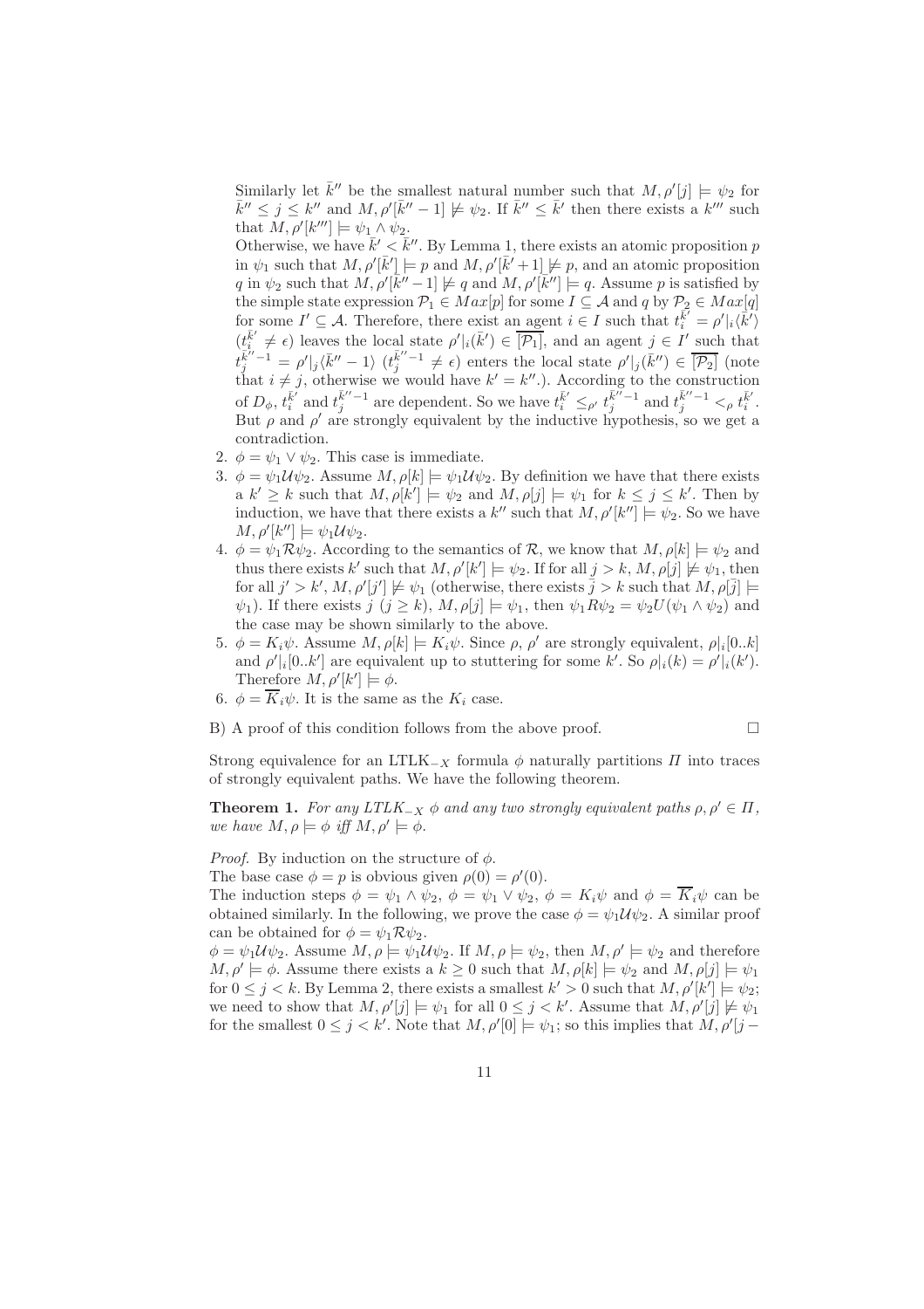Similarly let $\bar{k}''$ be the smallest natural number such that $M, \rho'[j] \models \psi_2$ for $\bar{k}'' \leq j \leq k''$ and $M, \rho'[\bar{k}''-1] \not\models \psi_2$. If $\bar{k}'' \leq \bar{k}'$ then there exists a $k'''$ such that $M, \rho'[k'''] \models \psi_1 \wedge \psi_2$.

Otherwise, we have $\bar{k}' < \bar{k}''$. By Lemma 1, there exists an atomic proposition $p$ in $\psi_1$ such that $M, \rho'[\bar{k}'] \models p$ and $M, \rho'[\bar{k}'+1] \not\models p$, and an atomic proposition $q$ in $\psi_2$ such that $M, \rho'[\bar{k}''-1] \not\models q$ and $M, \rho'[\bar{k}''] \models q$. Assume $p$ is satisfied by the simple state expression $\mathcal{P}_1 \in Max[p]$ for some $I \subseteq \mathcal{A}$ and $q$ by $\mathcal{P}_2 \in Max[q]$ for some $I' \subseteq \mathcal{A}$. Therefore, there exist an agent $i \in I$ such that $t_i^{\bar{k}'} = \rho'|_i\langle\bar{k}'\rangle$ ($t_i^{\bar{k}'} \neq \epsilon$) leaves the local state $\rho'|_i(\bar{k}') \in \overline{[\mathcal{P}_1]}$, and an agent $j \in I'$ such that $t_j^{\bar{k}''-1} = \rho'|_j\langle\bar{k}''-1\rangle$ ($t_j^{\bar{k}''-1} \neq \epsilon$) enters the local state $\rho'|_j(\bar{k}'') \in \overline{[\mathcal{P}_2]}$ (note that $i \neq j$, otherwise we would have $k' = k''$.). According to the construction of $D_\phi$, $t_i^{\bar{k}'}$ and $t_j^{\bar{k}''-1}$ are dependent. So we have $t_i^{\bar{k}'} \leq_{\rho'} t_j^{\bar{k}''-1}$ and $t_j^{\bar{k}''-1} <_\rho t_i^{\bar{k}'}$. But $\rho$ and $\rho'$ are strongly equivalent by the inductive hypothesis, so we get a contradiction.

2. $\phi = \psi_1 \vee \psi_2$. This case is immediate.
3. $\phi = \psi_1 \mathcal{U} \psi_2$. Assume $M, \rho[k] \models \psi_1 \mathcal{U} \psi_2$. By definition we have that there exists a $k' \geq k$ such that $M, \rho[k'] \models \psi_2$ and $M, \rho[j] \models \psi_1$ for $k \leq j \leq k'$. Then by induction, we have that there exists a $k''$ such that $M, \rho'[k''] \models \psi_2$. So we have $M, \rho'[k''] \models \psi_1 \mathcal{U} \psi_2$.
4. $\phi = \psi_1 \mathcal{R} \psi_2$. According to the semantics of $\mathcal{R}$, we know that $M, \rho[k] \models \psi_2$ and thus there exists $k'$ such that $M, \rho'[k'] \models \psi_2$. If for all $j > k$, $M, \rho[j] \not\models \psi_1$, then for all $j' > k'$, $M, \rho'[j'] \not\models \psi_1$ (otherwise, there exists $\bar{j} > k$ such that $M, \rho[\bar{j}] \models \psi_1$). If there exists $j$ ($j \geq k$), $M, \rho[j] \models \psi_1$, then $\psi_1 R \psi_2 = \psi_2 U(\psi_1 \wedge \psi_2)$ and the case may be shown similarly to the above.
5. $\phi = K_i\psi$. Assume $M, \rho[k] \models K_i\psi$. Since $\rho$, $\rho'$ are strongly equivalent, $\rho|_i[0..k]$ and $\rho'|_i[0..k']$ are equivalent up to stuttering for some $k'$. So $\rho|_i(k) = \rho'|_i(k')$. Therefore $M, \rho'[k'] \models \phi$.
6. $\phi = \overline{K}_i\psi$. It is the same as the $K_i$ case.

B) A proof of this condition follows from the above proof. □

Strong equivalence for an LTLK$_{-X}$ formula $\phi$ naturally partitions $\Pi$ into traces of strongly equivalent paths. We have the following theorem.

**Theorem 1.** *For any LTLK$_{-X}$ $\phi$ and any two strongly equivalent paths $\rho, \rho' \in \Pi$, we have $M, \rho \models \phi$ iff $M, \rho' \models \phi$.*

*Proof.* By induction on the structure of $\phi$.

The base case $\phi = p$ is obvious given $\rho(0) = \rho'(0)$.

The induction steps $\phi = \psi_1 \wedge \psi_2$, $\phi = \psi_1 \vee \psi_2$, $\phi = K_i\psi$ and $\phi = \overline{K}_i\psi$ can be obtained similarly. In the following, we prove the case $\phi = \psi_1 \mathcal{U} \psi_2$. A similar proof can be obtained for $\phi = \psi_1 \mathcal{R} \psi_2$.

$\phi = \psi_1 \mathcal{U} \psi_2$. Assume $M, \rho \models \psi_1 \mathcal{U} \psi_2$. If $M, \rho \models \psi_2$, then $M, \rho' \models \psi_2$ and therefore $M, \rho' \models \phi$. Assume there exists a $k \geq 0$ such that $M, \rho[k] \models \psi_2$ and $M, \rho[j] \models \psi_1$ for $0 \leq j < k$. By Lemma 2, there exists a smallest $k' > 0$ such that $M, \rho'[k'] \models \psi_2$; we need to show that $M, \rho'[j] \models \psi_1$ for all $0 \leq j < k'$. Assume that $M, \rho'[j] \not\models \psi_1$ for the smallest $0 \leq j < k'$. Note that $M, \rho'[0] \models \psi_1$; so this implies that $M, \rho'[j -$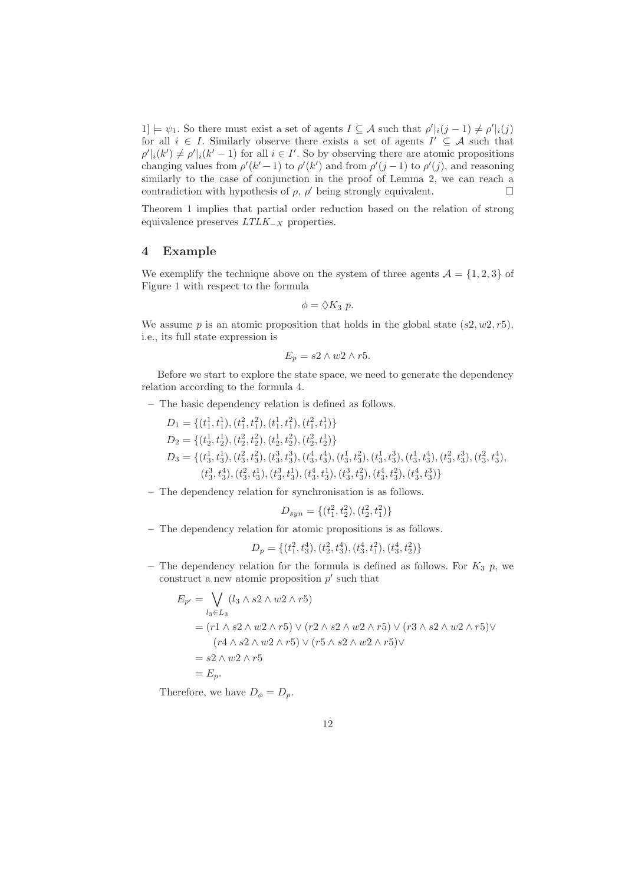$1] \models \psi_1$. So there must exist a set of agents $I \subseteq \mathcal{A}$ such that $\rho'|_i(j-1) \neq \rho'|_i(j)$ for all $i \in I$. Similarly observe there exists a set of agents $I' \subseteq \mathcal{A}$ such that $\rho'|_i(k') \neq \rho'|_i(k'-1)$ for all $i \in I'$. So by observing there are atomic propositions changing values from $\rho'(k'-1)$ to $\rho'(k')$ and from $\rho'(j-1)$ to $\rho'(j)$, and reasoning similarly to the case of conjunction in the proof of Lemma 2, we can reach a contradiction with hypothesis of $\rho$, $\rho'$ being strongly equivalent. □

Theorem 1 implies that partial order reduction based on the relation of strong equivalence preserves $LTLK_{-X}$ properties.

## 4 Example

We exemplify the technique above on the system of three agents $\mathcal{A} = \{1, 2, 3\}$ of Figure 1 with respect to the formula

$$\phi = \Diamond K_3\ p.$$

We assume $p$ is an atomic proposition that holds in the global state $(s2, w2, r5)$, i.e., its full state expression is

$$E_p = s2 \wedge w2 \wedge r5.$$

Before we start to explore the state space, we need to generate the dependency relation according to the formula 4.

– The basic dependency relation is defined as follows.

$$D_1 = \{(t_1^1, t_1^1), (t_1^2, t_1^2), (t_1^1, t_1^2), (t_1^2, t_1^1)\}$$
$$D_2 = \{(t_2^1, t_2^1), (t_2^2, t_2^2), (t_2^1, t_2^2), (t_2^2, t_2^1)\}$$
$$D_3 = \{(t_3^1, t_3^1), (t_3^2, t_3^2), (t_3^3, t_3^3), (t_3^4, t_3^4), (t_3^1, t_3^2), (t_3^1, t_3^3), (t_3^1, t_3^4), (t_3^2, t_3^3), (t_3^2, t_3^4), (t_3^3, t_3^4), (t_3^2, t_3^1), (t_3^3, t_3^1), (t_3^4, t_3^1), (t_3^3, t_3^2), (t_3^4, t_3^2), (t_3^4, t_3^3)\}$$

– The dependency relation for synchronisation is as follows.

$$D_{syn} = \{(t_1^2, t_2^2), (t_2^2, t_1^2)\}$$

– The dependency relation for atomic propositions is as follows.

$$D_p = \{(t_1^2, t_3^4), (t_2^2, t_3^4), (t_3^4, t_1^2), (t_3^4, t_2^2)\}$$

– The dependency relation for the formula is defined as follows. For $K_3\ p$, we construct a new atomic proposition $p'$ such that

$$\begin{aligned}
E_{p'} &= \bigvee_{l_3 \in L_3} (l_3 \wedge s2 \wedge w2 \wedge r5) \\
&= (r1 \wedge s2 \wedge w2 \wedge r5) \vee (r2 \wedge s2 \wedge w2 \wedge r5) \vee (r3 \wedge s2 \wedge w2 \wedge r5) \vee \\
&\quad (r4 \wedge s2 \wedge w2 \wedge r5) \vee (r5 \wedge s2 \wedge w2 \wedge r5) \vee \\
&= s2 \wedge w2 \wedge r5 \\
&= E_p.
\end{aligned}$$

Therefore, we have $D_\phi = D_p$.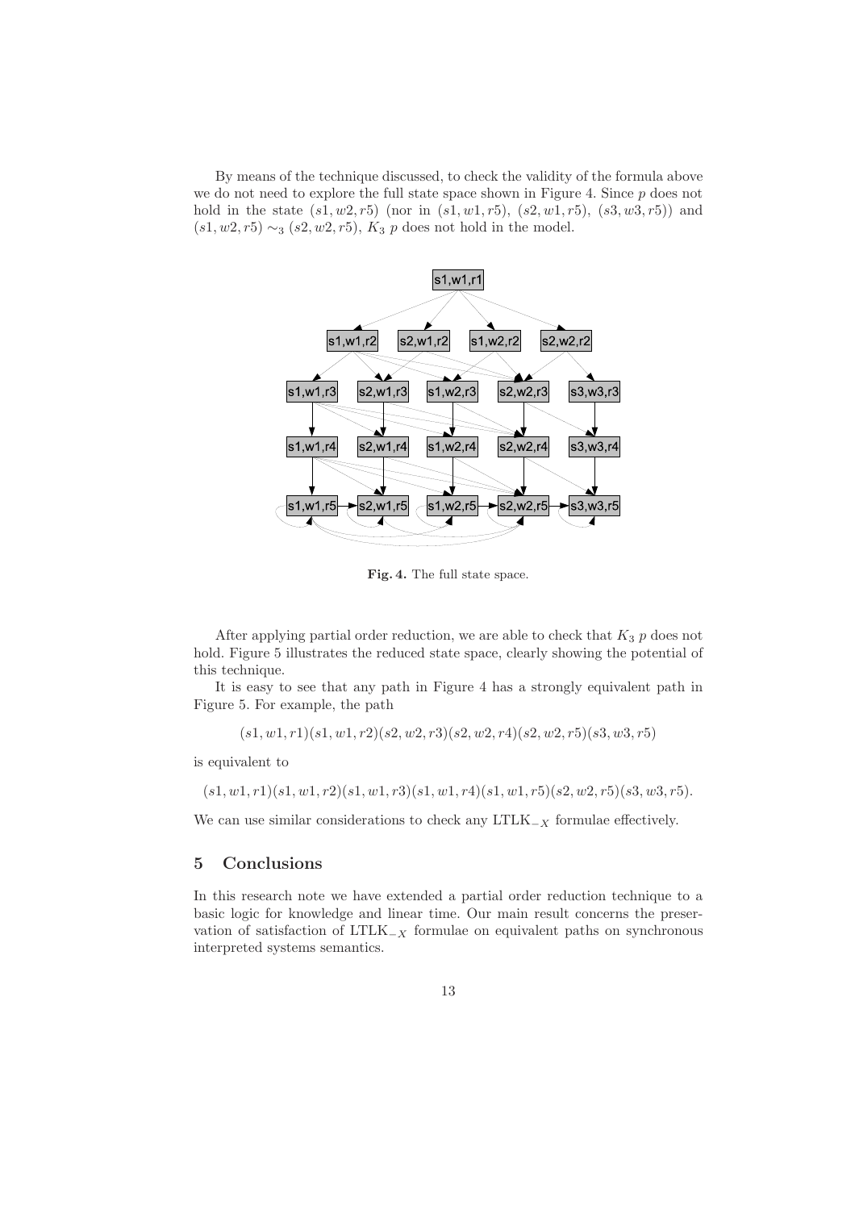By means of the technique discussed, to check the validity of the formula above we do not need to explore the full state space shown in Figure 4. Since $p$ does not hold in the state $(s1, w2, r5)$ (nor in $(s1, w1, r5)$, $(s2, w1, r5)$, $(s3, w3, r5)$) and $(s1, w2, r5) \sim_3 (s2, w2, r5)$, $K_3\ p$ does not hold in the model.

**Fig. 4.** The full state space.

After applying partial order reduction, we are able to check that $K_3\ p$ does not hold. Figure 5 illustrates the reduced state space, clearly showing the potential of this technique.

It is easy to see that any path in Figure 4 has a strongly equivalent path in Figure 5. For example, the path

$$(s1, w1, r1)(s1, w1, r2)(s2, w2, r3)(s2, w2, r4)(s2, w2, r5)(s3, w3, r5)$$

is equivalent to

$$(s1, w1, r1)(s1, w1, r2)(s1, w1, r3)(s1, w1, r4)(s1, w1, r5)(s2, w2, r5)(s3, w3, r5).$$

We can use similar considerations to check any LTLK$_{-X}$ formulae effectively.

## 5 Conclusions

In this research note we have extended a partial order reduction technique to a basic logic for knowledge and linear time. Our main result concerns the preservation of satisfaction of LTLK$_{-X}$ formulae on equivalent paths on synchronous interpreted systems semantics.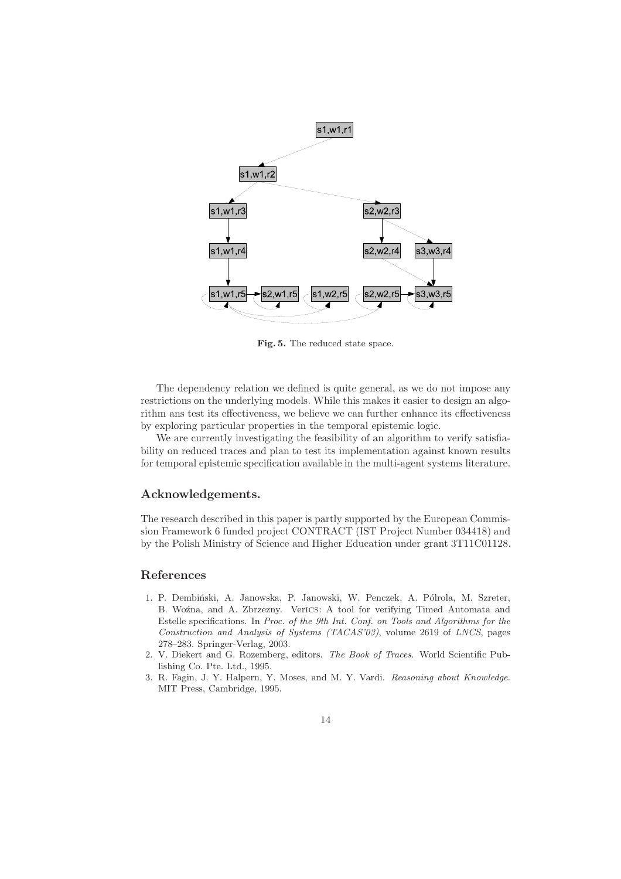**Fig. 5.** The reduced state space.

The dependency relation we defined is quite general, as we do not impose any restrictions on the underlying models. While this makes it easier to design an algorithm ans test its effectiveness, we believe we can further enhance its effectiveness by exploring particular properties in the temporal epistemic logic.

We are currently investigating the feasibility of an algorithm to verify satisfiability on reduced traces and plan to test its implementation against known results for temporal epistemic specification available in the multi-agent systems literature.

## Acknowledgements.

The research described in this paper is partly supported by the European Commission Framework 6 funded project CONTRACT (IST Project Number 034418) and by the Polish Ministry of Science and Higher Education under grant 3T11C01128.

## References

1. P. Dembiński, A. Janowska, P. Janowski, W. Penczek, A. Pólrola, M. Szreter, B. Woźna, and A. Zbrzezny. VerICS: A tool for verifying Timed Automata and Estelle specifications. In *Proc. of the 9th Int. Conf. on Tools and Algorithms for the Construction and Analysis of Systems (TACAS'03)*, volume 2619 of *LNCS*, pages 278–283. Springer-Verlag, 2003.
2. V. Diekert and G. Rozemberg, editors. *The Book of Traces*. World Scientific Publishing Co. Pte. Ltd., 1995.
3. R. Fagin, J. Y. Halpern, Y. Moses, and M. Y. Vardi. *Reasoning about Knowledge*. MIT Press, Cambridge, 1995.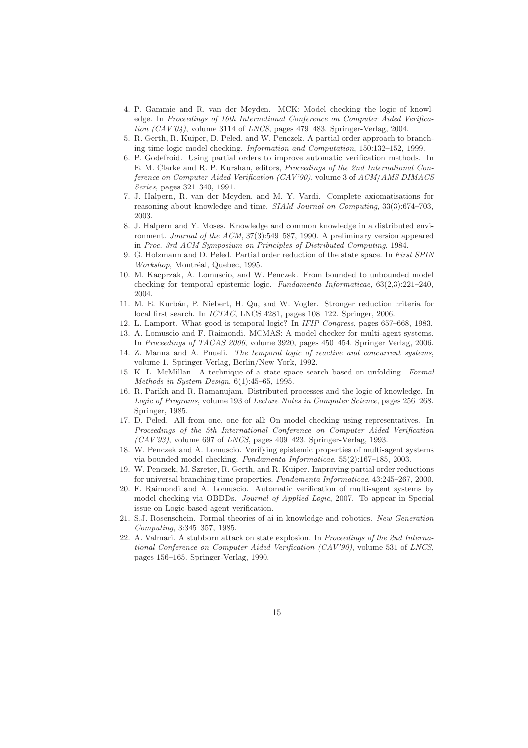4. P. Gammie and R. van der Meyden. MCK: Model checking the logic of knowledge. In *Proceedings of 16th International Conference on Computer Aided Verification (CAV'04)*, volume 3114 of *LNCS*, pages 479–483. Springer-Verlag, 2004.
5. R. Gerth, R. Kuiper, D. Peled, and W. Penczek. A partial order approach to branching time logic model checking. *Information and Computation*, 150:132–152, 1999.
6. P. Godefroid. Using partial orders to improve automatic verification methods. In E. M. Clarke and R. P. Kurshan, editors, *Proceedings of the 2nd International Conference on Computer Aided Verification (CAV'90)*, volume 3 of *ACM/AMS DIMACS Series*, pages 321–340, 1991.
7. J. Halpern, R. van der Meyden, and M. Y. Vardi. Complete axiomatisations for reasoning about knowledge and time. *SIAM Journal on Computing*, 33(3):674–703, 2003.
8. J. Halpern and Y. Moses. Knowledge and common knowledge in a distributed environment. *Journal of the ACM*, 37(3):549–587, 1990. A preliminary version appeared in *Proc. 3rd ACM Symposium on Principles of Distributed Computing*, 1984.
9. G. Holzmann and D. Peled. Partial order reduction of the state space. In *First SPIN Workshop*, Montréal, Quebec, 1995.
10. M. Kacprzak, A. Lomuscio, and W. Penczek. From bounded to unbounded model checking for temporal epistemic logic. *Fundamenta Informaticae*, 63(2,3):221–240, 2004.
11. M. E. Kurbán, P. Niebert, H. Qu, and W. Vogler. Stronger reduction criteria for local first search. In *ICTAC*, LNCS 4281, pages 108–122. Springer, 2006.
12. L. Lamport. What good is temporal logic? In *IFIP Congress*, pages 657–668, 1983.
13. A. Lomuscio and F. Raimondi. MCMAS: A model checker for multi-agent systems. In *Proceedings of TACAS 2006*, volume 3920, pages 450–454. Springer Verlag, 2006.
14. Z. Manna and A. Pnueli. *The temporal logic of reactive and concurrent systems*, volume 1. Springer-Verlag, Berlin/New York, 1992.
15. K. L. McMillan. A technique of a state space search based on unfolding. *Formal Methods in System Design*, 6(1):45–65, 1995.
16. R. Parikh and R. Ramanujam. Distributed processes and the logic of knowledge. In *Logic of Programs*, volume 193 of *Lecture Notes in Computer Science*, pages 256–268. Springer, 1985.
17. D. Peled. All from one, one for all: On model checking using representatives. In *Proceedings of the 5th International Conference on Computer Aided Verification (CAV'93)*, volume 697 of *LNCS*, pages 409–423. Springer-Verlag, 1993.
18. W. Penczek and A. Lomuscio. Verifying epistemic properties of multi-agent systems via bounded model checking. *Fundamenta Informaticae*, 55(2):167–185, 2003.
19. W. Penczek, M. Szreter, R. Gerth, and R. Kuiper. Improving partial order reductions for universal branching time properties. *Fundamenta Informaticae*, 43:245–267, 2000.
20. F. Raimondi and A. Lomuscio. Automatic verification of multi-agent systems by model checking via OBDDs. *Journal of Applied Logic*, 2007. To appear in Special issue on Logic-based agent verification.
21. S.J. Rosenschein. Formal theories of ai in knowledge and robotics. *New Generation Computing*, 3:345–357, 1985.
22. A. Valmari. A stubborn attack on state explosion. In *Proceedings of the 2nd International Conference on Computer Aided Verification (CAV'90)*, volume 531 of *LNCS*, pages 156–165. Springer-Verlag, 1990.